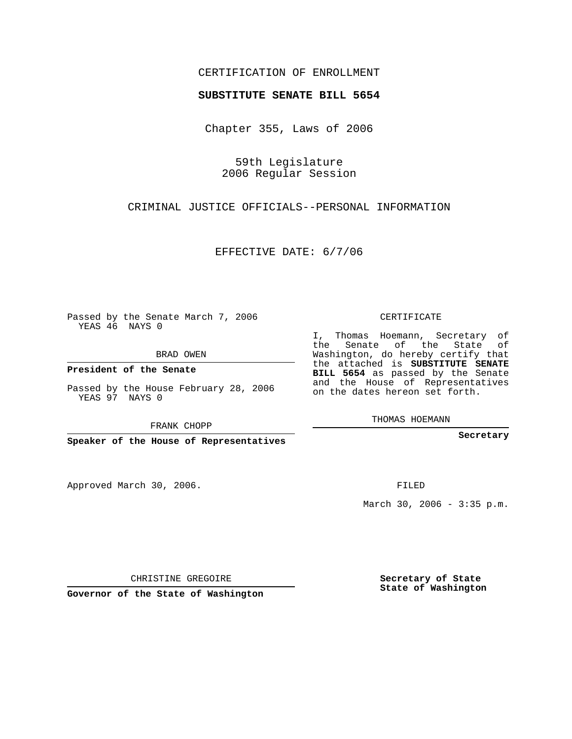CERTIFICATION OF ENROLLMENT

**SUBSTITUTE SENATE BILL 5654**

Chapter 355, Laws of 2006

59th Legislature
2006 Regular Session

CRIMINAL JUSTICE OFFICIALS--PERSONAL INFORMATION

EFFECTIVE DATE: 6/7/06

Passed by the Senate March 7, 2006
YEAS 46 NAYS 0

BRAD OWEN

**President of the Senate**

Passed by the House February 28, 2006
YEAS 97 NAYS 0

FRANK CHOPP

**Speaker of the House of Representatives**

CERTIFICATE

I, Thomas Hoemann, Secretary of the Senate of the State of Washington, do hereby certify that the attached is **SUBSTITUTE SENATE BILL 5654** as passed by the Senate and the House of Representatives on the dates hereon set forth.

THOMAS HOEMANN

**Secretary**

Approved March 30, 2006.

FILED

March 30, 2006 - 3:35 p.m.

CHRISTINE GREGOIRE

**Governor of the State of Washington**

**Secretary of State**
**State of Washington**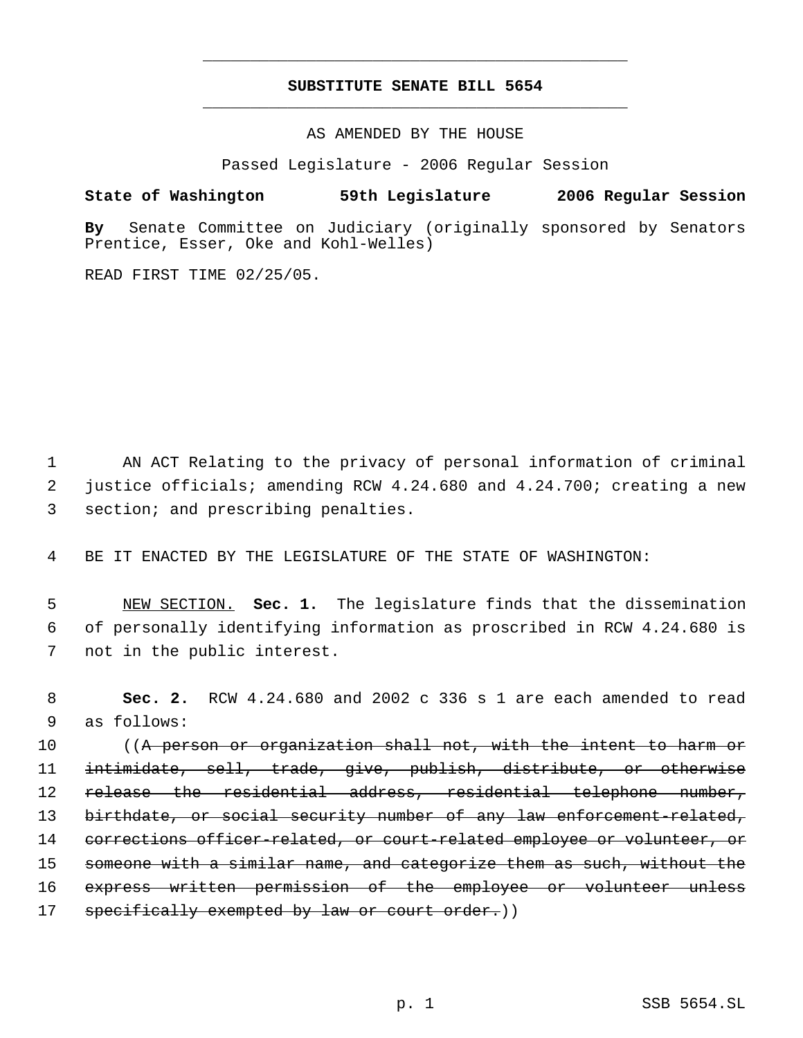---

**SUBSTITUTE SENATE BILL 5654**

---

AS AMENDED BY THE HOUSE

Passed Legislature - 2006 Regular Session

**State of Washington 59th Legislature 2006 Regular Session**

**By** Senate Committee on Judiciary (originally sponsored by Senators Prentice, Esser, Oke and Kohl-Welles)

READ FIRST TIME 02/25/05.

1 AN ACT Relating to the privacy of personal information of criminal
2 justice officials; amending RCW 4.24.680 and 4.24.700; creating a new
3 section; and prescribing penalties.

4 BE IT ENACTED BY THE LEGISLATURE OF THE STATE OF WASHINGTON:

5 NEW SECTION. **Sec. 1.** The legislature finds that the dissemination
6 of personally identifying information as proscribed in RCW 4.24.680 is
7 not in the public interest.

8 **Sec. 2.** RCW 4.24.680 and 2002 c 336 s 1 are each amended to read
9 as follows:

10 ((~~A person or organization shall not, with the intent to harm or~~
11 ~~intimidate, sell, trade, give, publish, distribute, or otherwise~~
12 ~~release the residential address, residential telephone number,~~
13 ~~birthdate, or social security number of any law enforcement-related,~~
14 ~~corrections officer-related, or court-related employee or volunteer, or~~
15 ~~someone with a similar name, and categorize them as such, without the~~
16 ~~express written permission of the employee or volunteer unless~~
17 ~~specifically exempted by law or court order.~~))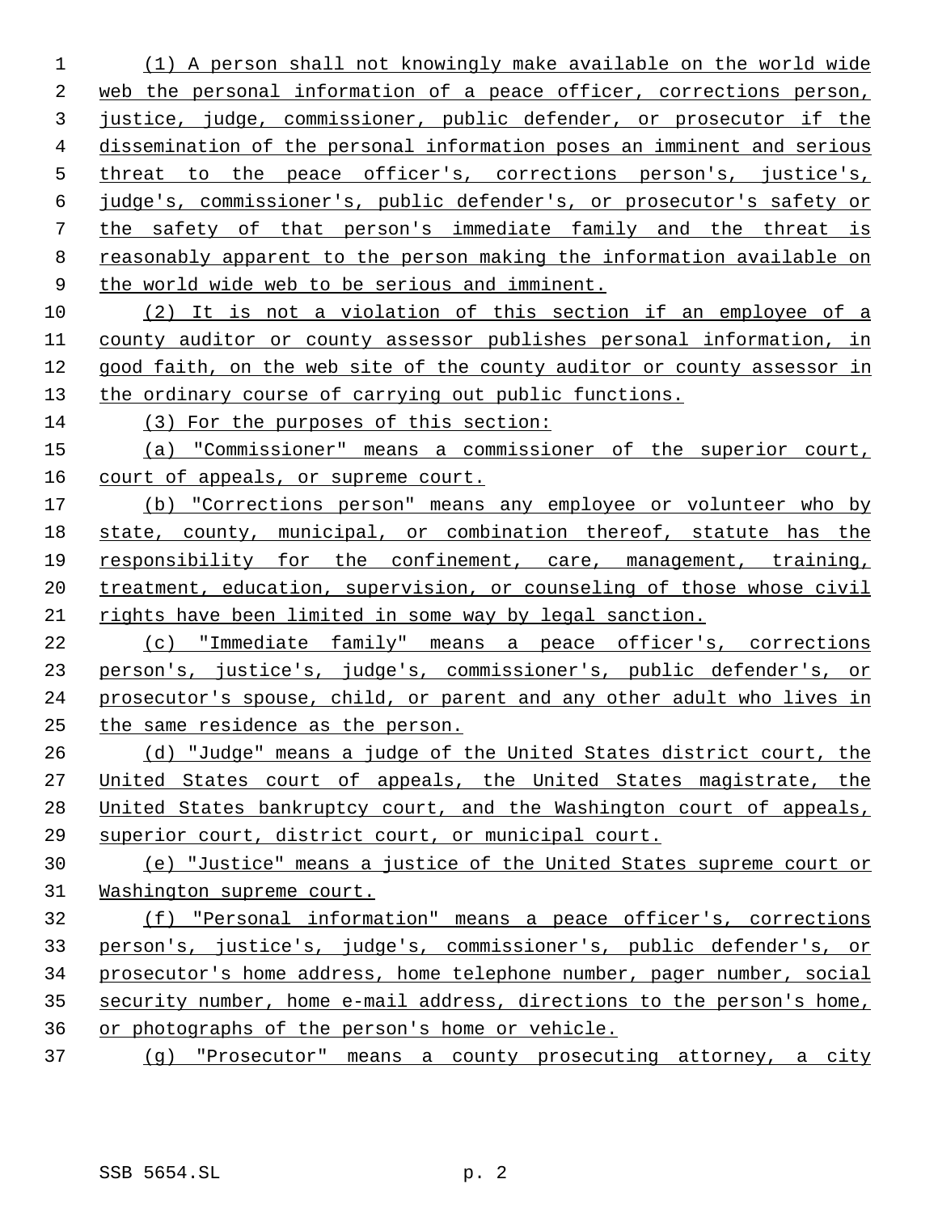(1) A person shall not knowingly make available on the world wide web the personal information of a peace officer, corrections person, justice, judge, commissioner, public defender, or prosecutor if the dissemination of the personal information poses an imminent and serious threat to the peace officer's, corrections person's, justice's, judge's, commissioner's, public defender's, or prosecutor's safety or the safety of that person's immediate family and the threat is reasonably apparent to the person making the information available on the world wide web to be serious and imminent.

(2) It is not a violation of this section if an employee of a county auditor or county assessor publishes personal information, in good faith, on the web site of the county auditor or county assessor in the ordinary course of carrying out public functions.

(3) For the purposes of this section:

(a) "Commissioner" means a commissioner of the superior court, court of appeals, or supreme court.

(b) "Corrections person" means any employee or volunteer who by state, county, municipal, or combination thereof, statute has the responsibility for the confinement, care, management, training, treatment, education, supervision, or counseling of those whose civil rights have been limited in some way by legal sanction.

(c) "Immediate family" means a peace officer's, corrections person's, justice's, judge's, commissioner's, public defender's, or prosecutor's spouse, child, or parent and any other adult who lives in the same residence as the person.

(d) "Judge" means a judge of the United States district court, the United States court of appeals, the United States magistrate, the United States bankruptcy court, and the Washington court of appeals, superior court, district court, or municipal court.

(e) "Justice" means a justice of the United States supreme court or Washington supreme court.

(f) "Personal information" means a peace officer's, corrections person's, justice's, judge's, commissioner's, public defender's, or prosecutor's home address, home telephone number, pager number, social security number, home e-mail address, directions to the person's home, or photographs of the person's home or vehicle.

(g) "Prosecutor" means a county prosecuting attorney, a city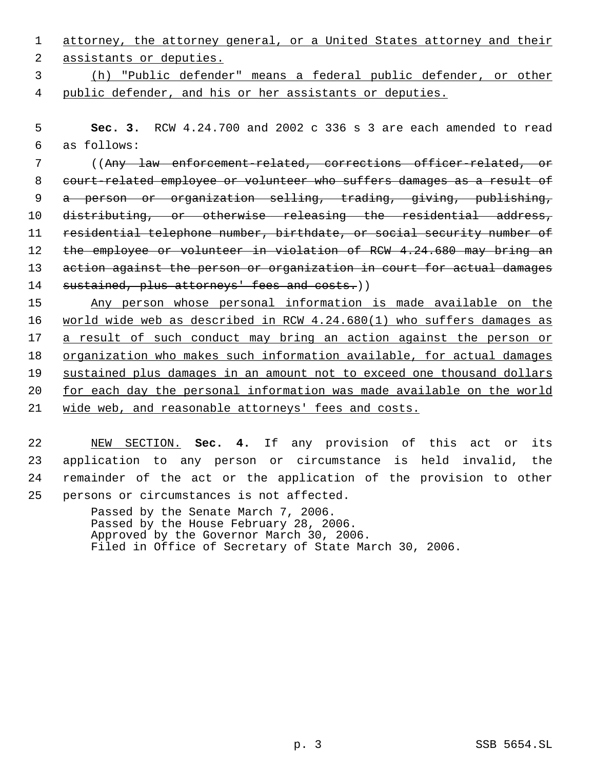attorney, the attorney general, or a United States attorney and their assistants or deputies.

(h) "Public defender" means a federal public defender, or other public defender, and his or her assistants or deputies.

**Sec. 3.** RCW 4.24.700 and 2002 c 336 s 3 are each amended to read as follows:

((~~Any law enforcement-related, corrections officer-related, or court-related employee or volunteer who suffers damages as a result of a person or organization selling, trading, giving, publishing, distributing, or otherwise releasing the residential address, residential telephone number, birthdate, or social security number of the employee or volunteer in violation of RCW 4.24.680 may bring an action against the person or organization in court for actual damages sustained, plus attorneys' fees and costs.~~))

Any person whose personal information is made available on the world wide web as described in RCW 4.24.680(1) who suffers damages as a result of such conduct may bring an action against the person or organization who makes such information available, for actual damages sustained plus damages in an amount not to exceed one thousand dollars for each day the personal information was made available on the world wide web, and reasonable attorneys' fees and costs.

NEW SECTION. **Sec. 4.** If any provision of this act or its application to any person or circumstance is held invalid, the remainder of the act or the application of the provision to other persons or circumstances is not affected.

Passed by the Senate March 7, 2006.
Passed by the House February 28, 2006.
Approved by the Governor March 30, 2006.
Filed in Office of Secretary of State March 30, 2006.